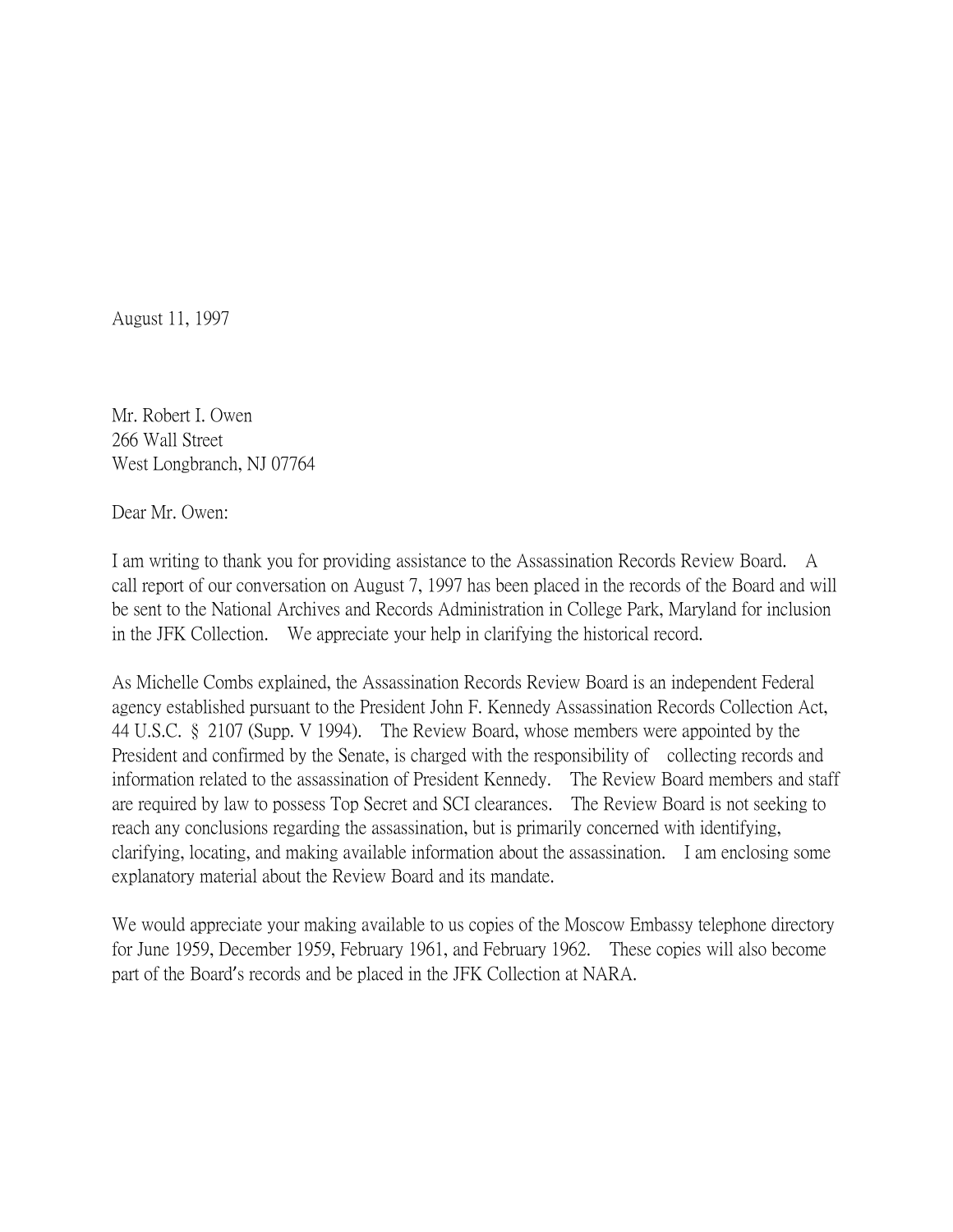August 11, 1997

Mr. Robert I. Owen  
266 Wall Street  
West Longbranch, NJ 07764

Dear Mr. Owen:

I am writing to thank you for providing assistance to the Assassination Records Review Board. A call report of our conversation on August 7, 1997 has been placed in the records of the Board and will be sent to the National Archives and Records Administration in College Park, Maryland for inclusion in the JFK Collection. We appreciate your help in clarifying the historical record.

As Michelle Combs explained, the Assassination Records Review Board is an independent Federal agency established pursuant to the President John F. Kennedy Assassination Records Collection Act, 44 U.S.C. § 2107 (Supp. V 1994). The Review Board, whose members were appointed by the President and confirmed by the Senate, is charged with the responsibility of collecting records and information related to the assassination of President Kennedy. The Review Board members and staff are required by law to possess Top Secret and SCI clearances. The Review Board is not seeking to reach any conclusions regarding the assassination, but is primarily concerned with identifying, clarifying, locating, and making available information about the assassination. I am enclosing some explanatory material about the Review Board and its mandate.

We would appreciate your making available to us copies of the Moscow Embassy telephone directory for June 1959, December 1959, February 1961, and February 1962. These copies will also become part of the Board's records and be placed in the JFK Collection at NARA.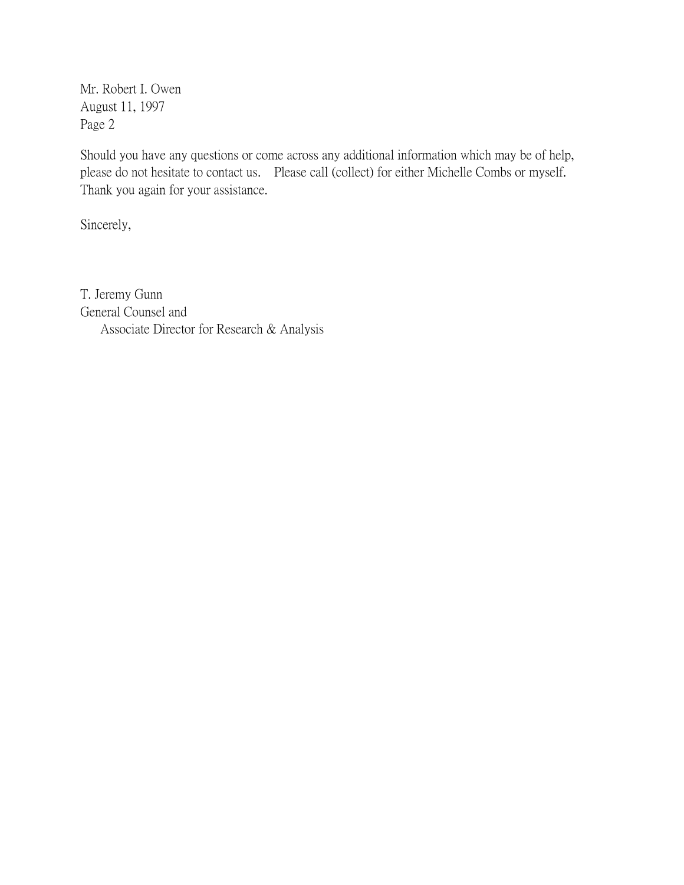Mr. Robert I. Owen
August 11, 1997
Page 2

Should you have any questions or come across any additional information which may be of help, please do not hesitate to contact us. Please call (collect) for either Michelle Combs or myself. Thank you again for your assistance.

Sincerely,

T. Jeremy Gunn
General Counsel and
Associate Director for Research & Analysis